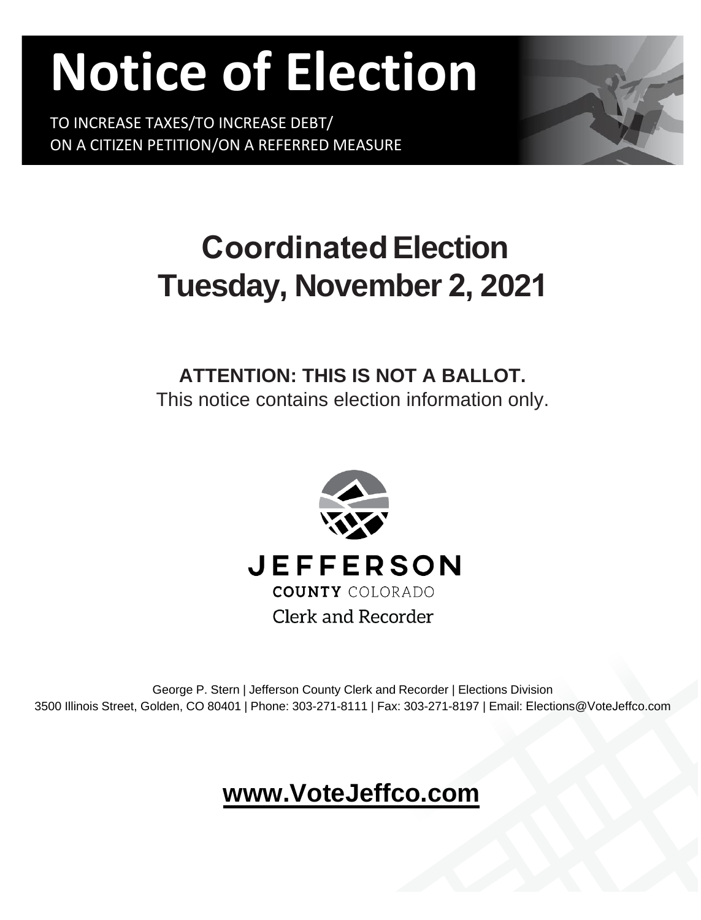# Notice of Election

TO INCREASE TAXES/TO INCREASE DEBT/
ON A CITIZEN PETITION/ON A REFERRED MEASURE

## Coordinated Election
## Tuesday, November 2, 2021

**ATTENTION: THIS IS NOT A BALLOT.**
This notice contains election information only.

**JEFFERSON**
**COUNTY** COLORADO
Clerk and Recorder

George P. Stern | Jefferson County Clerk and Recorder | Elections Division
3500 Illinois Street, Golden, CO 80401 | Phone: 303-271-8111 | Fax: 303-271-8197 | Email: Elections@VoteJeffco.com

**www.VoteJeffco.com**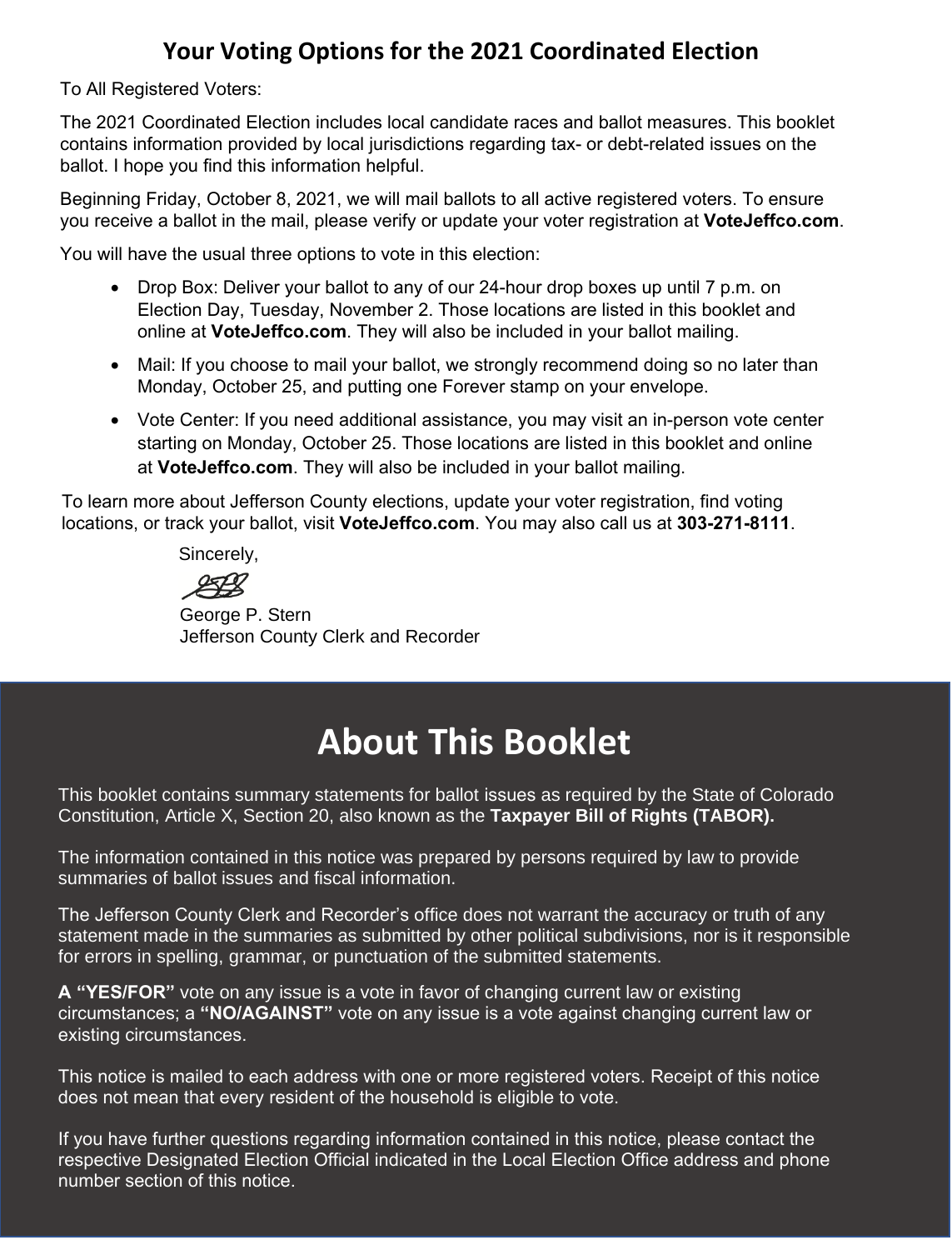# Your Voting Options for the 2021 Coordinated Election

To All Registered Voters:

The 2021 Coordinated Election includes local candidate races and ballot measures. This booklet contains information provided by local jurisdictions regarding tax- or debt-related issues on the ballot. I hope you find this information helpful.

Beginning Friday, October 8, 2021, we will mail ballots to all active registered voters. To ensure you receive a ballot in the mail, please verify or update your voter registration at **VoteJeffco.com**.

You will have the usual three options to vote in this election:

- Drop Box: Deliver your ballot to any of our 24-hour drop boxes up until 7 p.m. on Election Day, Tuesday, November 2. Those locations are listed in this booklet and online at **VoteJeffco.com**. They will also be included in your ballot mailing.
- Mail: If you choose to mail your ballot, we strongly recommend doing so no later than Monday, October 25, and putting one Forever stamp on your envelope.
- Vote Center: If you need additional assistance, you may visit an in-person vote center starting on Monday, October 25. Those locations are listed in this booklet and online at **VoteJeffco.com**. They will also be included in your ballot mailing.

To learn more about Jefferson County elections, update your voter registration, find voting locations, or track your ballot, visit **VoteJeffco.com**. You may also call us at **303-271-8111**.

Sincerely,

George P. Stern
Jefferson County Clerk and Recorder

# About This Booklet

This booklet contains summary statements for ballot issues as required by the State of Colorado Constitution, Article X, Section 20, also known as the **Taxpayer Bill of Rights (TABOR).**

The information contained in this notice was prepared by persons required by law to provide summaries of ballot issues and fiscal information.

The Jefferson County Clerk and Recorder's office does not warrant the accuracy or truth of any statement made in the summaries as submitted by other political subdivisions, nor is it responsible for errors in spelling, grammar, or punctuation of the submitted statements.

**A "YES/FOR"** vote on any issue is a vote in favor of changing current law or existing circumstances; a **"NO/AGAINST"** vote on any issue is a vote against changing current law or existing circumstances.

This notice is mailed to each address with one or more registered voters. Receipt of this notice does not mean that every resident of the household is eligible to vote.

If you have further questions regarding information contained in this notice, please contact the respective Designated Election Official indicated in the Local Election Office address and phone number section of this notice.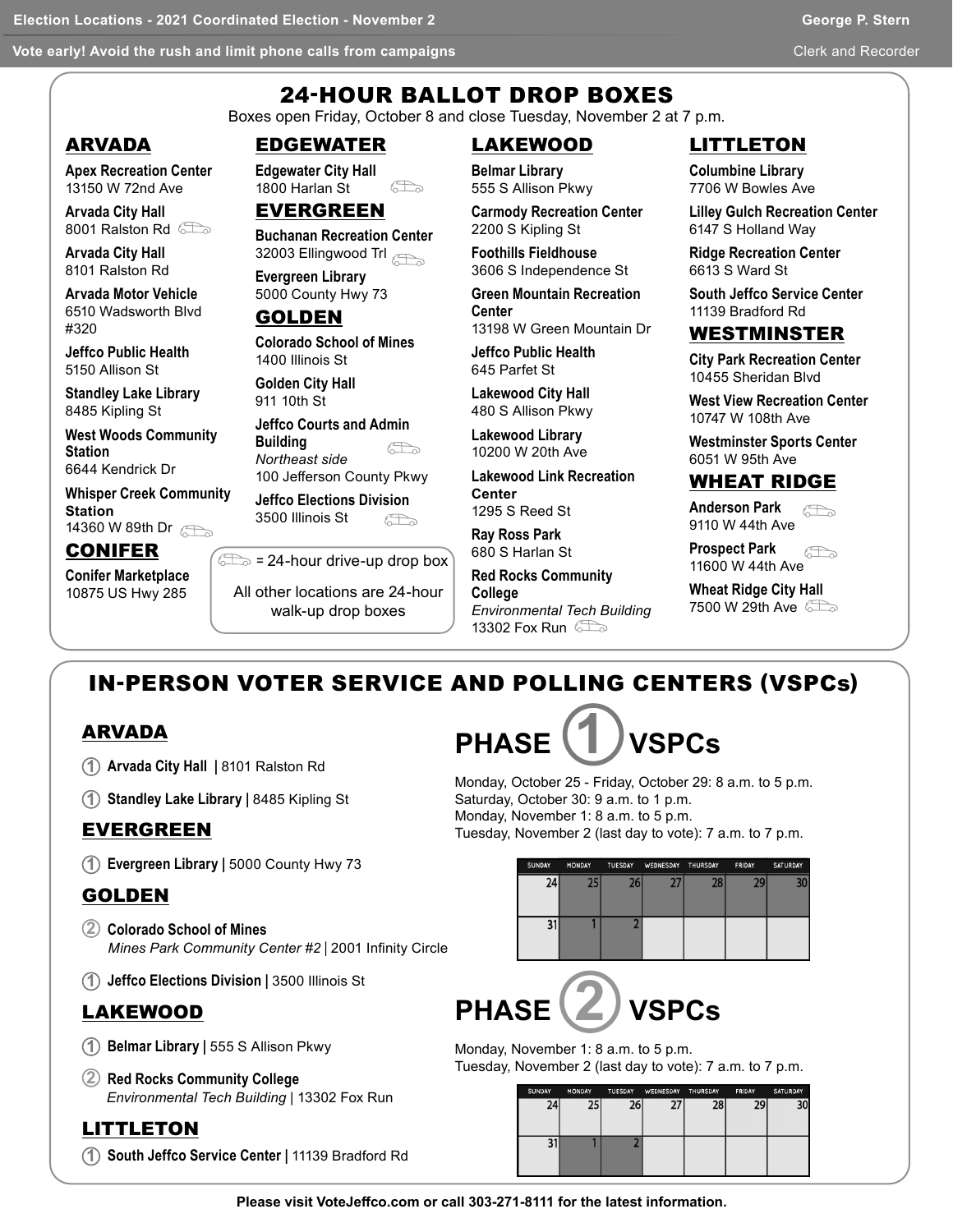Election Locations - 2021 Coordinated Election - November 2

Vote early! Avoid the rush and limit phone calls from campaigns

George P. Stern
Clerk and Recorder

# 24-HOUR BALLOT DROP BOXES

Boxes open Friday, October 8 and close Tuesday, November 2 at 7 p.m.

🚗 = 24-hour drive-up drop box

All other locations are 24-hour walk-up drop boxes

## ARVADA

**Apex Recreation Center**
13150 W 72nd Ave

**Arvada City Hall**
8001 Ralston Rd 🚗

**Arvada City Hall**
8101 Ralston Rd

**Arvada Motor Vehicle**
6510 Wadsworth Blvd #320

**Jeffco Public Health**
5150 Allison St

**Standley Lake Library**
8485 Kipling St

**West Woods Community Station**
6644 Kendrick Dr

**Whisper Creek Community Station**
14360 W 89th Dr 🚗

## CONIFER

**Conifer Marketplace**
10875 US Hwy 285

## EDGEWATER

**Edgewater City Hall**
1800 Harlan St 🚗

## EVERGREEN

**Buchanan Recreation Center**
32003 Ellingwood Trl 🚗

**Evergreen Library**
5000 County Hwy 73

## GOLDEN

**Colorado School of Mines**
1400 Illinois St

**Golden City Hall**
911 10th St

**Jeffco Courts and Admin Building** 🚗
*Northeast side*
100 Jefferson County Pkwy

**Jeffco Elections Division**
3500 Illinois St 🚗

## LAKEWOOD

**Belmar Library**
555 S Allison Pkwy

**Carmody Recreation Center**
2200 S Kipling St

**Foothills Fieldhouse**
3606 S Independence St

**Green Mountain Recreation Center**
13198 W Green Mountain Dr

**Jeffco Public Health**
645 Parfet St

**Lakewood City Hall**
480 S Allison Pkwy

**Lakewood Library**
10200 W 20th Ave

**Lakewood Link Recreation Center**
1295 S Reed St

**Ray Ross Park**
680 S Harlan St

**Red Rocks Community College**
*Environmental Tech Building*
13302 Fox Run 🚗

## LITTLETON

**Columbine Library**
7706 W Bowles Ave

**Lilley Gulch Recreation Center**
6147 S Holland Way

**Ridge Recreation Center**
6613 S Ward St

**South Jeffco Service Center**
11139 Bradford Rd

## WESTMINSTER

**City Park Recreation Center**
10455 Sheridan Blvd

**West View Recreation Center**
10747 W 108th Ave

**Westminster Sports Center**
6051 W 95th Ave

## WHEAT RIDGE

**Anderson Park** 🚗
9110 W 44th Ave

**Prospect Park** 🚗
11600 W 44th Ave

**Wheat Ridge City Hall**
7500 W 29th Ave 🚗

# IN-PERSON VOTER SERVICE AND POLLING CENTERS (VSPCs)

## ARVADA

① **Arvada City Hall** | 8101 Ralston Rd

① **Standley Lake Library** | 8485 Kipling St

## EVERGREEN

① **Evergreen Library** | 5000 County Hwy 73

## GOLDEN

② **Colorado School of Mines**
*Mines Park Community Center #2* | 2001 Infinity Circle

① **Jeffco Elections Division** | 3500 Illinois St

## LAKEWOOD

① **Belmar Library** | 555 S Allison Pkwy

② **Red Rocks Community College**
*Environmental Tech Building* | 13302 Fox Run

## LITTLETON

① **South Jeffco Service Center** | 11139 Bradford Rd

## PHASE 1 VSPCs

Monday, October 25 - Friday, October 29: 8 a.m. to 5 p.m.
Saturday, October 30: 9 a.m. to 1 p.m.
Monday, November 1: 8 a.m. to 5 p.m.
Tuesday, November 2 (last day to vote): 7 a.m. to 7 p.m.

| SUNDAY | MONDAY | TUESDAY | WEDNESDAY | THURSDAY | FRIDAY | SATURDAY |
|---|---|---|---|---|---|---|
| 24 | 25 | 26 | 27 | 28 | 29 | 30 |
| 31 | 1 | 2 | | | | |

## PHASE 2 VSPCs

Monday, November 1: 8 a.m. to 5 p.m.
Tuesday, November 2 (last day to vote): 7 a.m. to 7 p.m.

| SUNDAY | MONDAY | TUESDAY | WEDNESDAY | THURSDAY | FRIDAY | SATURDAY |
|---|---|---|---|---|---|---|
| 24 | 25 | 26 | 27 | 28 | 29 | 30 |
| 31 | 1 | 2 | | | | |

**Please visit VoteJeffco.com or call 303-271-8111 for the latest information.**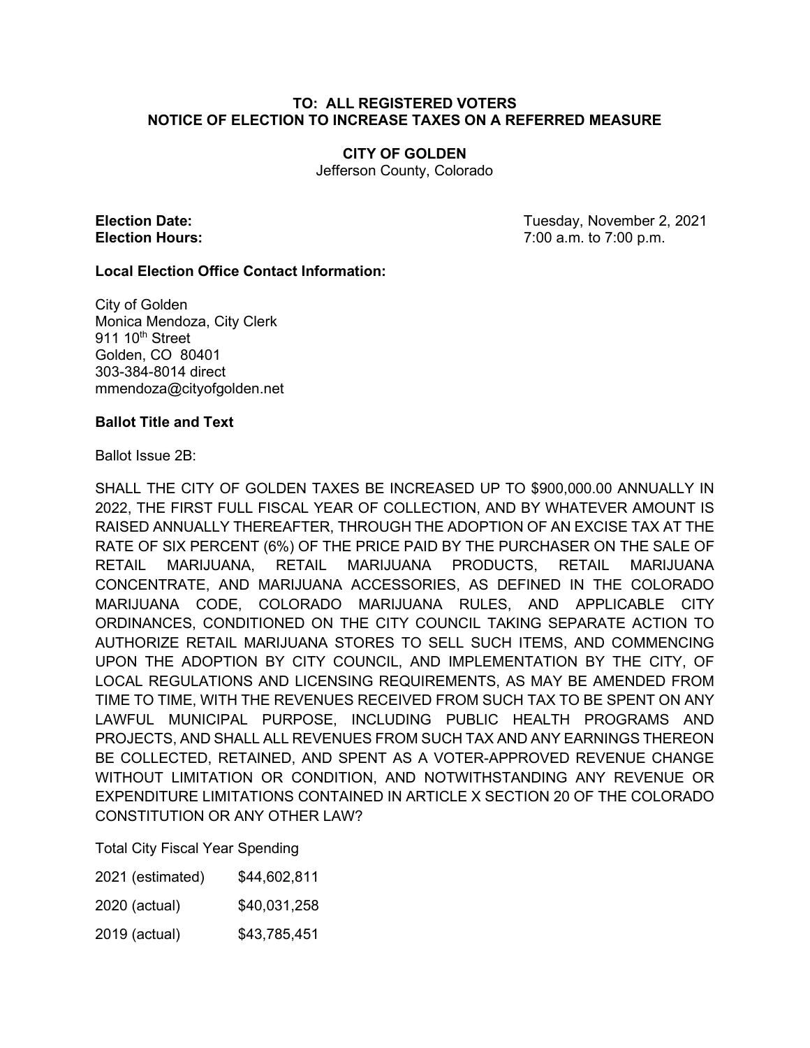**TO: ALL REGISTERED VOTERS**
**NOTICE OF ELECTION TO INCREASE TAXES ON A REFERRED MEASURE**

**CITY OF GOLDEN**
Jefferson County, Colorado

**Election Date:** Tuesday, November 2, 2021
**Election Hours:** 7:00 a.m. to 7:00 p.m.

**Local Election Office Contact Information:**

City of Golden
Monica Mendoza, City Clerk
911 10th Street
Golden, CO 80401
303-384-8014 direct
mmendoza@cityofgolden.net

**Ballot Title and Text**

Ballot Issue 2B:

SHALL THE CITY OF GOLDEN TAXES BE INCREASED UP TO $900,000.00 ANNUALLY IN 2022, THE FIRST FULL FISCAL YEAR OF COLLECTION, AND BY WHATEVER AMOUNT IS RAISED ANNUALLY THEREAFTER, THROUGH THE ADOPTION OF AN EXCISE TAX AT THE RATE OF SIX PERCENT (6%) OF THE PRICE PAID BY THE PURCHASER ON THE SALE OF RETAIL MARIJUANA, RETAIL MARIJUANA PRODUCTS, RETAIL MARIJUANA CONCENTRATE, AND MARIJUANA ACCESSORIES, AS DEFINED IN THE COLORADO MARIJUANA CODE, COLORADO MARIJUANA RULES, AND APPLICABLE CITY ORDINANCES, CONDITIONED ON THE CITY COUNCIL TAKING SEPARATE ACTION TO AUTHORIZE RETAIL MARIJUANA STORES TO SELL SUCH ITEMS, AND COMMENCING UPON THE ADOPTION BY CITY COUNCIL, AND IMPLEMENTATION BY THE CITY, OF LOCAL REGULATIONS AND LICENSING REQUIREMENTS, AS MAY BE AMENDED FROM TIME TO TIME, WITH THE REVENUES RECEIVED FROM SUCH TAX TO BE SPENT ON ANY LAWFUL MUNICIPAL PURPOSE, INCLUDING PUBLIC HEALTH PROGRAMS AND PROJECTS, AND SHALL ALL REVENUES FROM SUCH TAX AND ANY EARNINGS THEREON BE COLLECTED, RETAINED, AND SPENT AS A VOTER-APPROVED REVENUE CHANGE WITHOUT LIMITATION OR CONDITION, AND NOTWITHSTANDING ANY REVENUE OR EXPENDITURE LIMITATIONS CONTAINED IN ARTICLE X SECTION 20 OF THE COLORADO CONSTITUTION OR ANY OTHER LAW?

Total City Fiscal Year Spending

| | |
|---|---|
| 2021 (estimated) | $44,602,811 |
| 2020 (actual) | $40,031,258 |
| 2019 (actual) | $43,785,451 |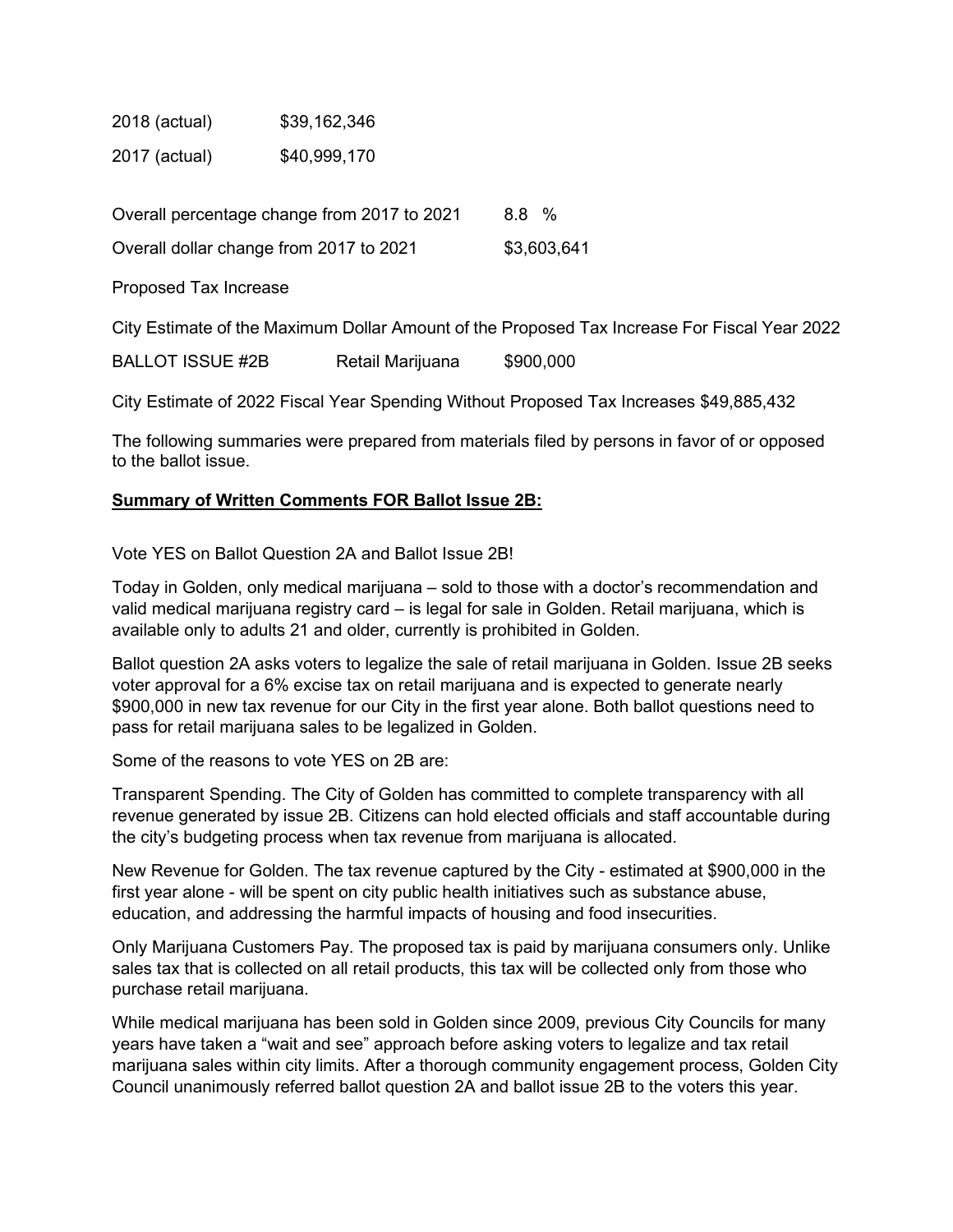| | |
|---|---|
| 2018 (actual) | $39,162,346 |
| 2017 (actual) | $40,999,170 |

| | |
|---|---|
| Overall percentage change from 2017 to 2021 | 8.8 % |
| Overall dollar change from 2017 to 2021 | $3,603,641 |

Proposed Tax Increase

City Estimate of the Maximum Dollar Amount of the Proposed Tax Increase For Fiscal Year 2022

| | | |
|---|---|---|
| BALLOT ISSUE #2B | Retail Marijuana | $900,000 |

City Estimate of 2022 Fiscal Year Spending Without Proposed Tax Increases $49,885,432

The following summaries were prepared from materials filed by persons in favor of or opposed to the ballot issue.

**Summary of Written Comments FOR Ballot Issue 2B:**

Vote YES on Ballot Question 2A and Ballot Issue 2B!

Today in Golden, only medical marijuana – sold to those with a doctor's recommendation and valid medical marijuana registry card – is legal for sale in Golden. Retail marijuana, which is available only to adults 21 and older, currently is prohibited in Golden.

Ballot question 2A asks voters to legalize the sale of retail marijuana in Golden. Issue 2B seeks voter approval for a 6% excise tax on retail marijuana and is expected to generate nearly $900,000 in new tax revenue for our City in the first year alone. Both ballot questions need to pass for retail marijuana sales to be legalized in Golden.

Some of the reasons to vote YES on 2B are:

Transparent Spending. The City of Golden has committed to complete transparency with all revenue generated by issue 2B. Citizens can hold elected officials and staff accountable during the city's budgeting process when tax revenue from marijuana is allocated.

New Revenue for Golden. The tax revenue captured by the City - estimated at $900,000 in the first year alone - will be spent on city public health initiatives such as substance abuse, education, and addressing the harmful impacts of housing and food insecurities.

Only Marijuana Customers Pay. The proposed tax is paid by marijuana consumers only. Unlike sales tax that is collected on all retail products, this tax will be collected only from those who purchase retail marijuana.

While medical marijuana has been sold in Golden since 2009, previous City Councils for many years have taken a "wait and see" approach before asking voters to legalize and tax retail marijuana sales within city limits. After a thorough community engagement process, Golden City Council unanimously referred ballot question 2A and ballot issue 2B to the voters this year.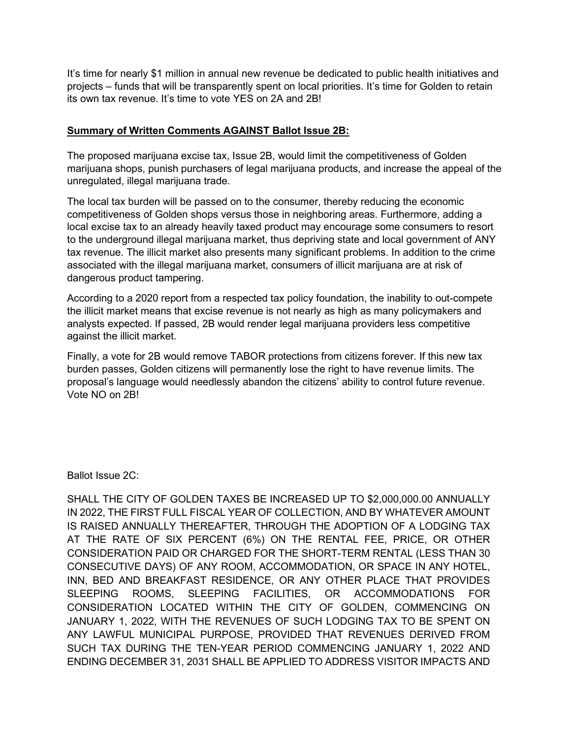It's time for nearly $1 million in annual new revenue be dedicated to public health initiatives and projects – funds that will be transparently spent on local priorities. It's time for Golden to retain its own tax revenue. It's time to vote YES on 2A and 2B!

**<u>Summary of Written Comments AGAINST Ballot Issue 2B:</u>**

The proposed marijuana excise tax, Issue 2B, would limit the competitiveness of Golden marijuana shops, punish purchasers of legal marijuana products, and increase the appeal of the unregulated, illegal marijuana trade.

The local tax burden will be passed on to the consumer, thereby reducing the economic competitiveness of Golden shops versus those in neighboring areas. Furthermore, adding a local excise tax to an already heavily taxed product may encourage some consumers to resort to the underground illegal marijuana market, thus depriving state and local government of ANY tax revenue. The illicit market also presents many significant problems. In addition to the crime associated with the illegal marijuana market, consumers of illicit marijuana are at risk of dangerous product tampering.

According to a 2020 report from a respected tax policy foundation, the inability to out-compete the illicit market means that excise revenue is not nearly as high as many policymakers and analysts expected. If passed, 2B would render legal marijuana providers less competitive against the illicit market.

Finally, a vote for 2B would remove TABOR protections from citizens forever. If this new tax burden passes, Golden citizens will permanently lose the right to have revenue limits. The proposal's language would needlessly abandon the citizens' ability to control future revenue. Vote NO on 2B!

Ballot Issue 2C:

SHALL THE CITY OF GOLDEN TAXES BE INCREASED UP TO $2,000,000.00 ANNUALLY IN 2022, THE FIRST FULL FISCAL YEAR OF COLLECTION, AND BY WHATEVER AMOUNT IS RAISED ANNUALLY THEREAFTER, THROUGH THE ADOPTION OF A LODGING TAX AT THE RATE OF SIX PERCENT (6%) ON THE RENTAL FEE, PRICE, OR OTHER CONSIDERATION PAID OR CHARGED FOR THE SHORT-TERM RENTAL (LESS THAN 30 CONSECUTIVE DAYS) OF ANY ROOM, ACCOMMODATION, OR SPACE IN ANY HOTEL, INN, BED AND BREAKFAST RESIDENCE, OR ANY OTHER PLACE THAT PROVIDES SLEEPING ROOMS, SLEEPING FACILITIES, OR ACCOMMODATIONS FOR CONSIDERATION LOCATED WITHIN THE CITY OF GOLDEN, COMMENCING ON JANUARY 1, 2022, WITH THE REVENUES OF SUCH LODGING TAX TO BE SPENT ON ANY LAWFUL MUNICIPAL PURPOSE, PROVIDED THAT REVENUES DERIVED FROM SUCH TAX DURING THE TEN-YEAR PERIOD COMMENCING JANUARY 1, 2022 AND ENDING DECEMBER 31, 2031 SHALL BE APPLIED TO ADDRESS VISITOR IMPACTS AND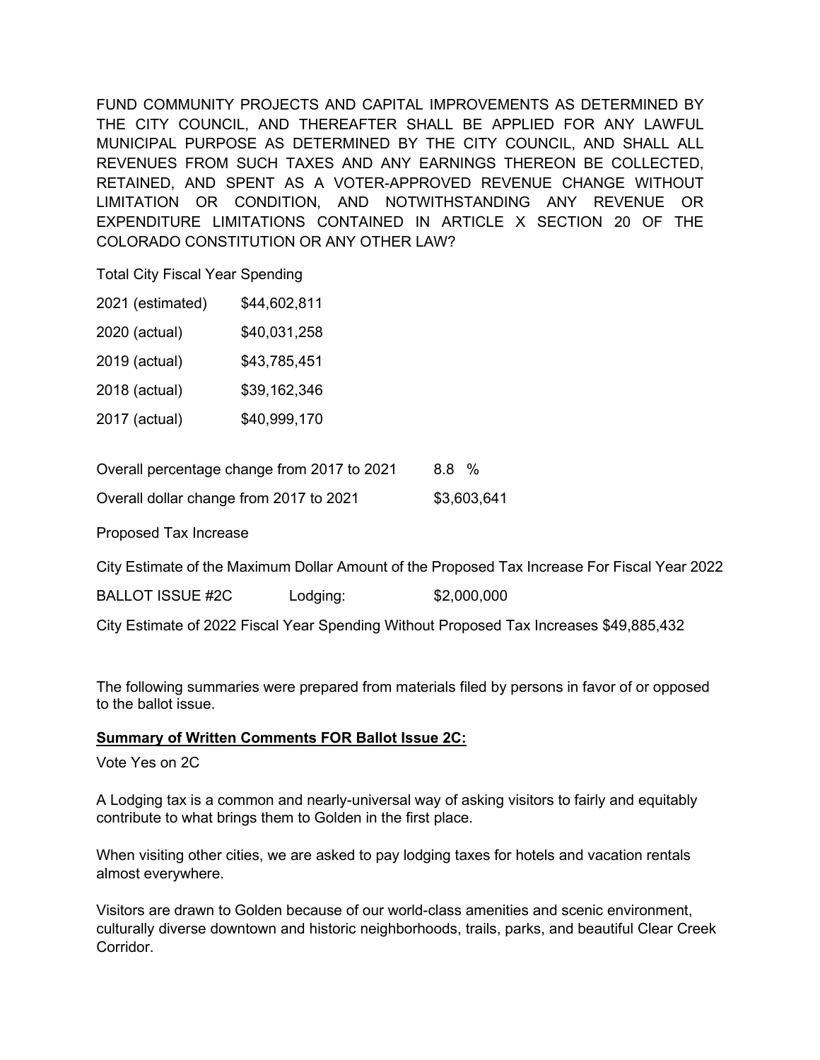FUND COMMUNITY PROJECTS AND CAPITAL IMPROVEMENTS AS DETERMINED BY THE CITY COUNCIL, AND THEREAFTER SHALL BE APPLIED FOR ANY LAWFUL MUNICIPAL PURPOSE AS DETERMINED BY THE CITY COUNCIL, AND SHALL ALL REVENUES FROM SUCH TAXES AND ANY EARNINGS THEREON BE COLLECTED, RETAINED, AND SPENT AS A VOTER-APPROVED REVENUE CHANGE WITHOUT LIMITATION OR CONDITION, AND NOTWITHSTANDING ANY REVENUE OR EXPENDITURE LIMITATIONS CONTAINED IN ARTICLE X SECTION 20 OF THE COLORADO CONSTITUTION OR ANY OTHER LAW?

Total City Fiscal Year Spending

| | |
|---|---|
| 2021 (estimated) | $44,602,811 |
| 2020 (actual) | $40,031,258 |
| 2019 (actual) | $43,785,451 |
| 2018 (actual) | $39,162,346 |
| 2017 (actual) | $40,999,170 |

| | |
|---|---|
| Overall percentage change from 2017 to 2021 | 8.8 % |
| Overall dollar change from 2017 to 2021 | $3,603,641 |

Proposed Tax Increase

City Estimate of the Maximum Dollar Amount of the Proposed Tax Increase For Fiscal Year 2022

| | | |
|---|---|---|
| BALLOT ISSUE #2C | Lodging: | $2,000,000 |

City Estimate of 2022 Fiscal Year Spending Without Proposed Tax Increases $49,885,432

The following summaries were prepared from materials filed by persons in favor of or opposed to the ballot issue.

**Summary of Written Comments FOR Ballot Issue 2C:**

Vote Yes on 2C

A Lodging tax is a common and nearly-universal way of asking visitors to fairly and equitably contribute to what brings them to Golden in the first place.

When visiting other cities, we are asked to pay lodging taxes for hotels and vacation rentals almost everywhere.

Visitors are drawn to Golden because of our world-class amenities and scenic environment, culturally diverse downtown and historic neighborhoods, trails, parks, and beautiful Clear Creek Corridor.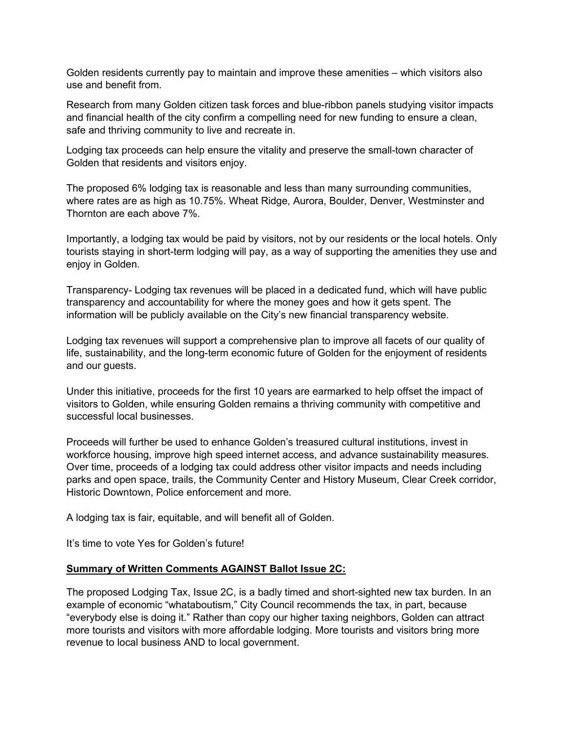Golden residents currently pay to maintain and improve these amenities – which visitors also use and benefit from.

Research from many Golden citizen task forces and blue-ribbon panels studying visitor impacts and financial health of the city confirm a compelling need for new funding to ensure a clean, safe and thriving community to live and recreate in.

Lodging tax proceeds can help ensure the vitality and preserve the small-town character of Golden that residents and visitors enjoy.

The proposed 6% lodging tax is reasonable and less than many surrounding communities, where rates are as high as 10.75%. Wheat Ridge, Aurora, Boulder, Denver, Westminster and Thornton are each above 7%.

Importantly, a lodging tax would be paid by visitors, not by our residents or the local hotels. Only tourists staying in short-term lodging will pay, as a way of supporting the amenities they use and enjoy in Golden.

Transparency- Lodging tax revenues will be placed in a dedicated fund, which will have public transparency and accountability for where the money goes and how it gets spent. The information will be publicly available on the City's new financial transparency website.

Lodging tax revenues will support a comprehensive plan to improve all facets of our quality of life, sustainability, and the long-term economic future of Golden for the enjoyment of residents and our guests.

Under this initiative, proceeds for the first 10 years are earmarked to help offset the impact of visitors to Golden, while ensuring Golden remains a thriving community with competitive and successful local businesses.

Proceeds will further be used to enhance Golden's treasured cultural institutions, invest in workforce housing, improve high speed internet access, and advance sustainability measures. Over time, proceeds of a lodging tax could address other visitor impacts and needs including parks and open space, trails, the Community Center and History Museum, Clear Creek corridor, Historic Downtown, Police enforcement and more.

A lodging tax is fair, equitable, and will benefit all of Golden.

It's time to vote Yes for Golden's future!

**Summary of Written Comments AGAINST Ballot Issue 2C:**

The proposed Lodging Tax, Issue 2C, is a badly timed and short-sighted new tax burden. In an example of economic "whataboutism," City Council recommends the tax, in part, because "everybody else is doing it." Rather than copy our higher taxing neighbors, Golden can attract more tourists and visitors with more affordable lodging. More tourists and visitors bring more revenue to local business AND to local government.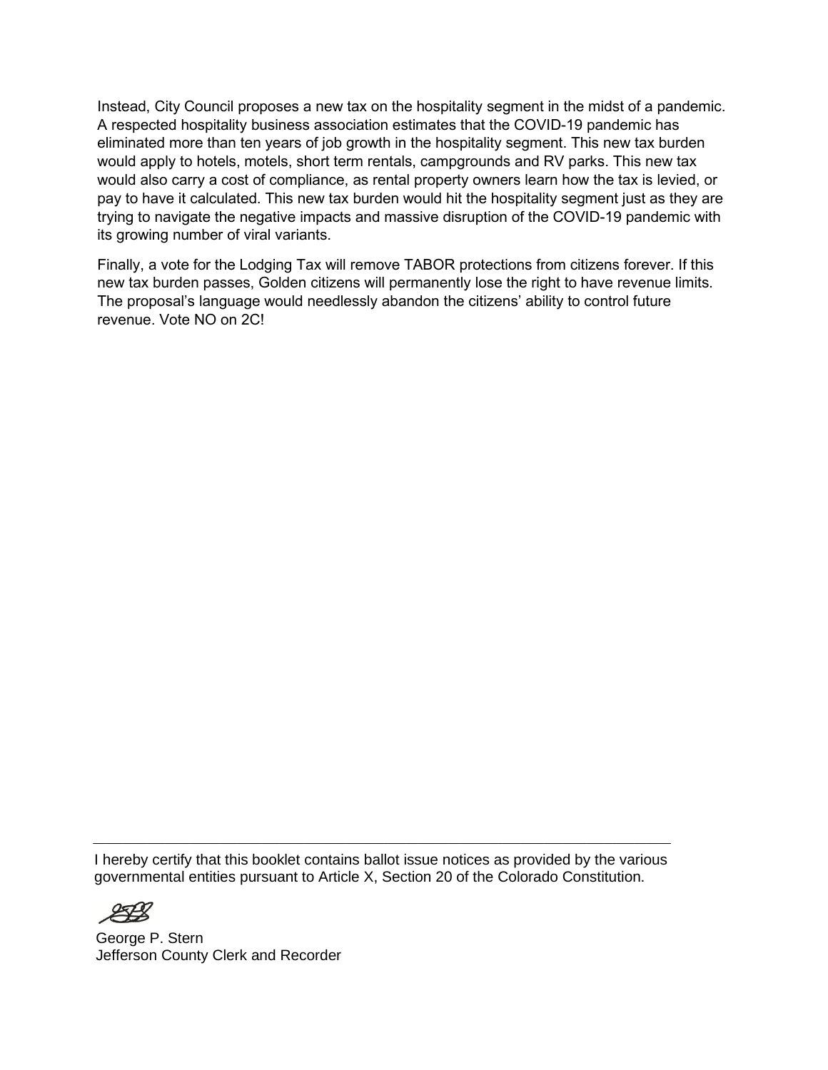Instead, City Council proposes a new tax on the hospitality segment in the midst of a pandemic. A respected hospitality business association estimates that the COVID-19 pandemic has eliminated more than ten years of job growth in the hospitality segment. This new tax burden would apply to hotels, motels, short term rentals, campgrounds and RV parks. This new tax would also carry a cost of compliance, as rental property owners learn how the tax is levied, or pay to have it calculated. This new tax burden would hit the hospitality segment just as they are trying to navigate the negative impacts and massive disruption of the COVID-19 pandemic with its growing number of viral variants.

Finally, a vote for the Lodging Tax will remove TABOR protections from citizens forever. If this new tax burden passes, Golden citizens will permanently lose the right to have revenue limits. The proposal's language would needlessly abandon the citizens' ability to control future revenue. Vote NO on 2C!

---

I hereby certify that this booklet contains ballot issue notices as provided by the various governmental entities pursuant to Article X, Section 20 of the Colorado Constitution.

George P. Stern
Jefferson County Clerk and Recorder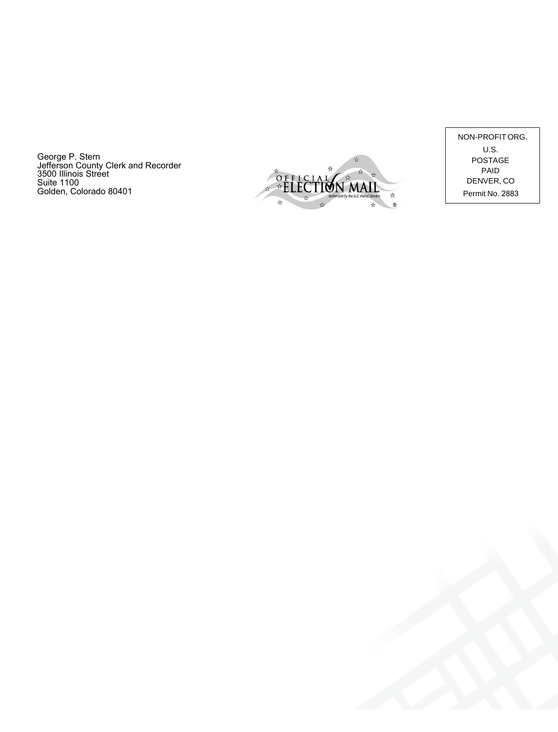George P. Stern
Jefferson County Clerk and Recorder
3500 Illinois Street
Suite 1100
Golden, Colorado 80401

OFFICIAL ELECTION MAIL
Authorized by the U.S. Postal Service

NON-PROFIT ORG.
U.S.
POSTAGE
PAID
DENVER, CO
Permit No. 2883